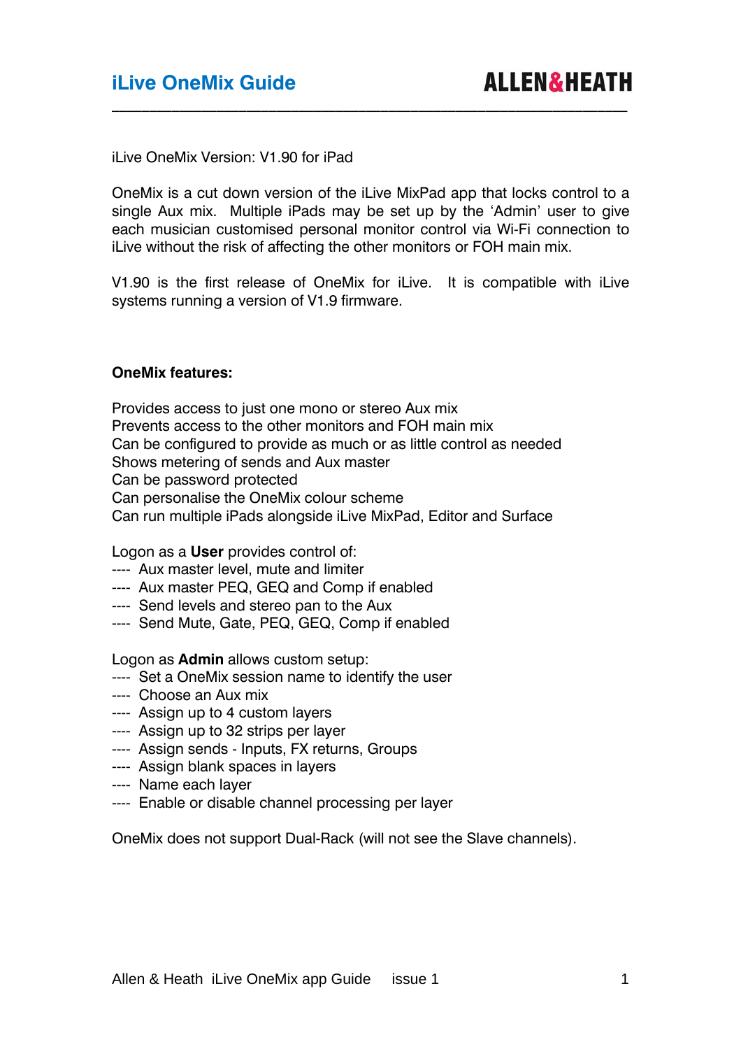# iLive OneMix Guide

ALLEN&HEATH

iLive OneMix Version: V1.90 for iPad

OneMix is a cut down version of the iLive MixPad app that locks control to a single Aux mix. Multiple iPads may be set up by the 'Admin' user to give each musician customised personal monitor control via Wi-Fi connection to iLive without the risk of affecting the other monitors or FOH main mix.

V1.90 is the first release of OneMix for iLive. It is compatible with iLive systems running a version of V1.9 firmware.

**OneMix features:**

Provides access to just one mono or stereo Aux mix
Prevents access to the other monitors and FOH main mix
Can be configured to provide as much or as little control as needed
Shows metering of sends and Aux master
Can be password protected
Can personalise the OneMix colour scheme
Can run multiple iPads alongside iLive MixPad, Editor and Surface

Logon as a **User** provides control of:
---- Aux master level, mute and limiter
---- Aux master PEQ, GEQ and Comp if enabled
---- Send levels and stereo pan to the Aux
---- Send Mute, Gate, PEQ, GEQ, Comp if enabled

Logon as **Admin** allows custom setup:
---- Set a OneMix session name to identify the user
---- Choose an Aux mix
---- Assign up to 4 custom layers
---- Assign up to 32 strips per layer
---- Assign sends - Inputs, FX returns, Groups
---- Assign blank spaces in layers
---- Name each layer
---- Enable or disable channel processing per layer

OneMix does not support Dual-Rack (will not see the Slave channels).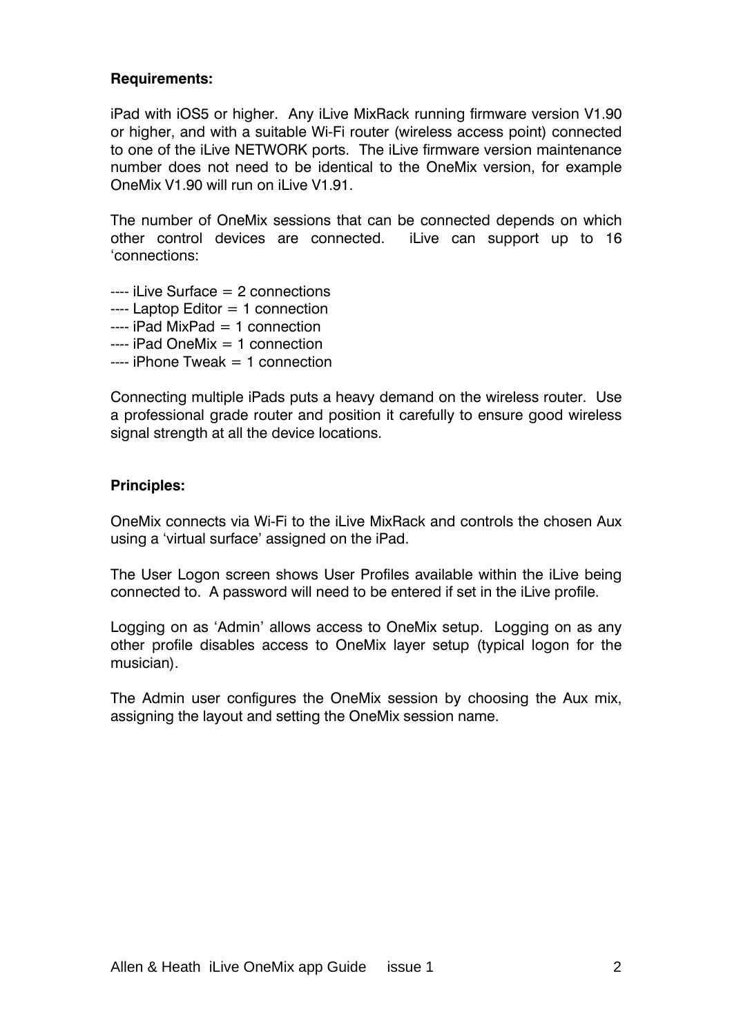**Requirements:**

iPad with iOS5 or higher. Any iLive MixRack running firmware version V1.90 or higher, and with a suitable Wi-Fi router (wireless access point) connected to one of the iLive NETWORK ports. The iLive firmware version maintenance number does not need to be identical to the OneMix version, for example OneMix V1.90 will run on iLive V1.91.

The number of OneMix sessions that can be connected depends on which other control devices are connected. iLive can support up to 16 'connections:

---- iLive Surface = 2 connections
---- Laptop Editor = 1 connection
---- iPad MixPad = 1 connection
---- iPad OneMix = 1 connection
---- iPhone Tweak = 1 connection

Connecting multiple iPads puts a heavy demand on the wireless router. Use a professional grade router and position it carefully to ensure good wireless signal strength at all the device locations.

**Principles:**

OneMix connects via Wi-Fi to the iLive MixRack and controls the chosen Aux using a 'virtual surface' assigned on the iPad.

The User Logon screen shows User Profiles available within the iLive being connected to. A password will need to be entered if set in the iLive profile.

Logging on as 'Admin' allows access to OneMix setup. Logging on as any other profile disables access to OneMix layer setup (typical logon for the musician).

The Admin user configures the OneMix session by choosing the Aux mix, assigning the layout and setting the OneMix session name.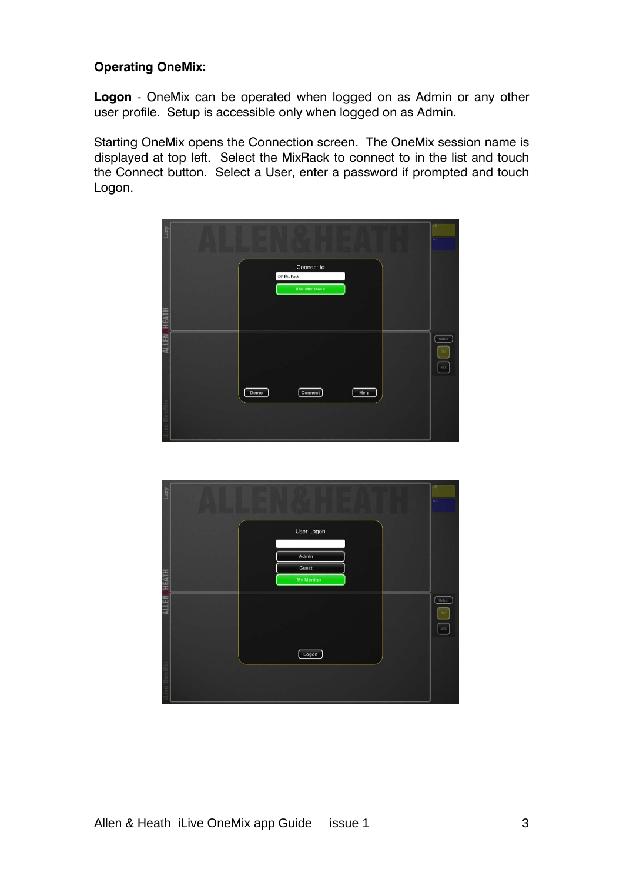**Operating OneMix:**

**Logon** - OneMix can be operated when logged on as Admin or any other user profile. Setup is accessible only when logged on as Admin.

Starting OneMix opens the Connection screen. The OneMix session name is displayed at top left. Select the MixRack to connect to in the list and touch the Connect button. Select a User, enter a password if prompted and touch Logon.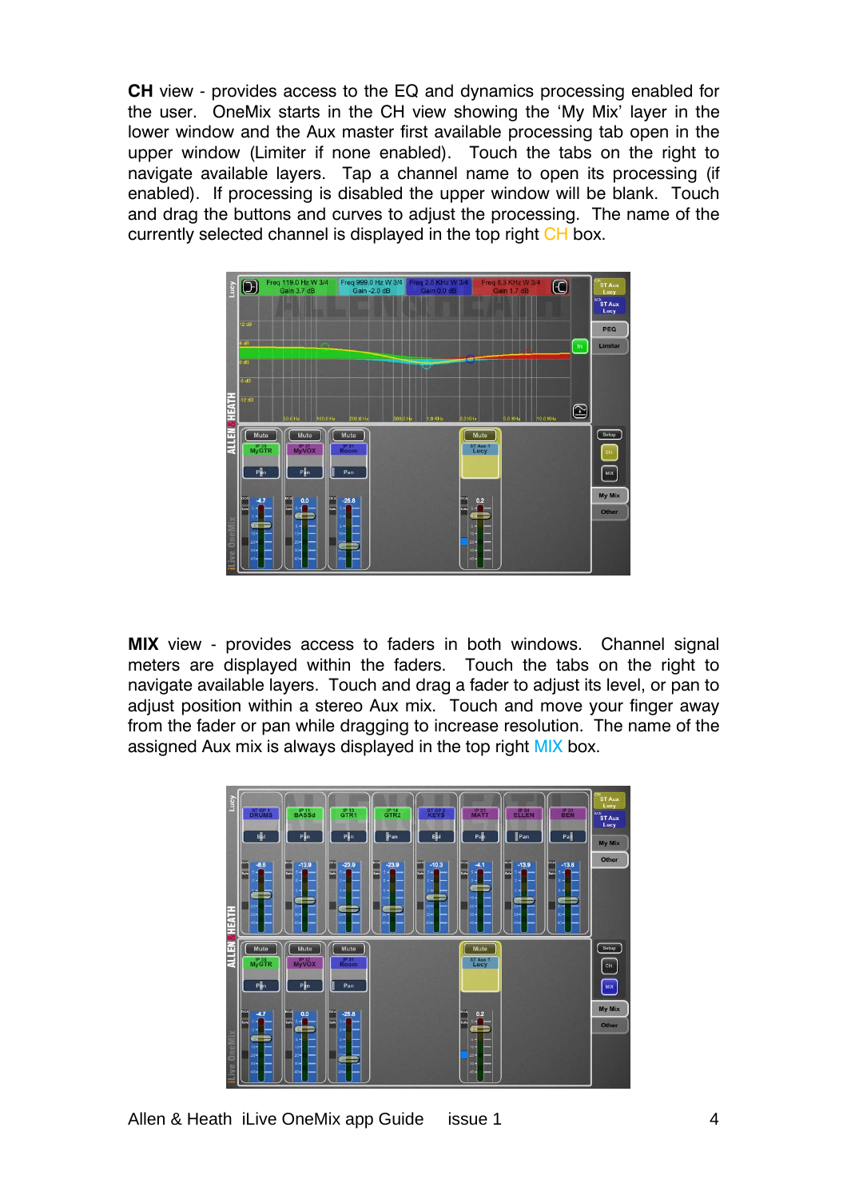**CH** view - provides access to the EQ and dynamics processing enabled for the user. OneMix starts in the CH view showing the 'My Mix' layer in the lower window and the Aux master first available processing tab open in the upper window (Limiter if none enabled). Touch the tabs on the right to navigate available layers. Tap a channel name to open its processing (if enabled). If processing is disabled the upper window will be blank. Touch and drag the buttons and curves to adjust the processing. The name of the currently selected channel is displayed in the top right CH box.

**MIX** view - provides access to faders in both windows. Channel signal meters are displayed within the faders. Touch the tabs on the right to navigate available layers. Touch and drag a fader to adjust its level, or pan to adjust position within a stereo Aux mix. Touch and move your finger away from the fader or pan while dragging to increase resolution. The name of the assigned Aux mix is always displayed in the top right MIX box.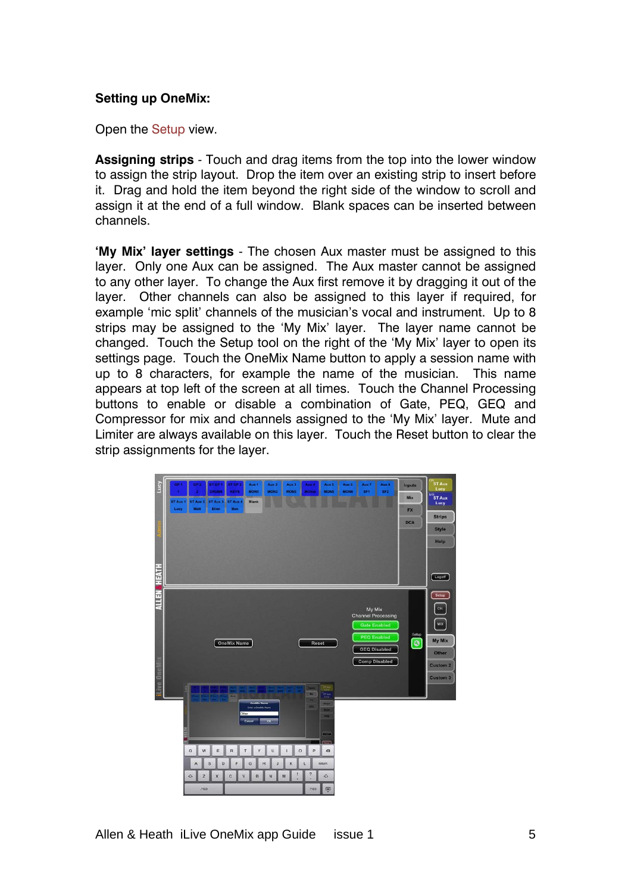**Setting up OneMix:**

Open the Setup view.

**Assigning strips** - Touch and drag items from the top into the lower window to assign the strip layout. Drop the item over an existing strip to insert before it. Drag and hold the item beyond the right side of the window to scroll and assign it at the end of a full window. Blank spaces can be inserted between channels.

**'My Mix' layer settings** - The chosen Aux master must be assigned to this layer. Only one Aux can be assigned. The Aux master cannot be assigned to any other layer. To change the Aux first remove it by dragging it out of the layer. Other channels can also be assigned to this layer if required, for example 'mic split' channels of the musician's vocal and instrument. Up to 8 strips may be assigned to the 'My Mix' layer. The layer name cannot be changed. Touch the Setup tool on the right of the 'My Mix' layer to open its settings page. Touch the OneMix Name button to apply a session name with up to 8 characters, for example the name of the musician. This name appears at top left of the screen at all times. Touch the Channel Processing buttons to enable or disable a combination of Gate, PEQ, GEQ and Compressor for mix and channels assigned to the 'My Mix' layer. Mute and Limiter are always available on this layer. Touch the Reset button to clear the strip assignments for the layer.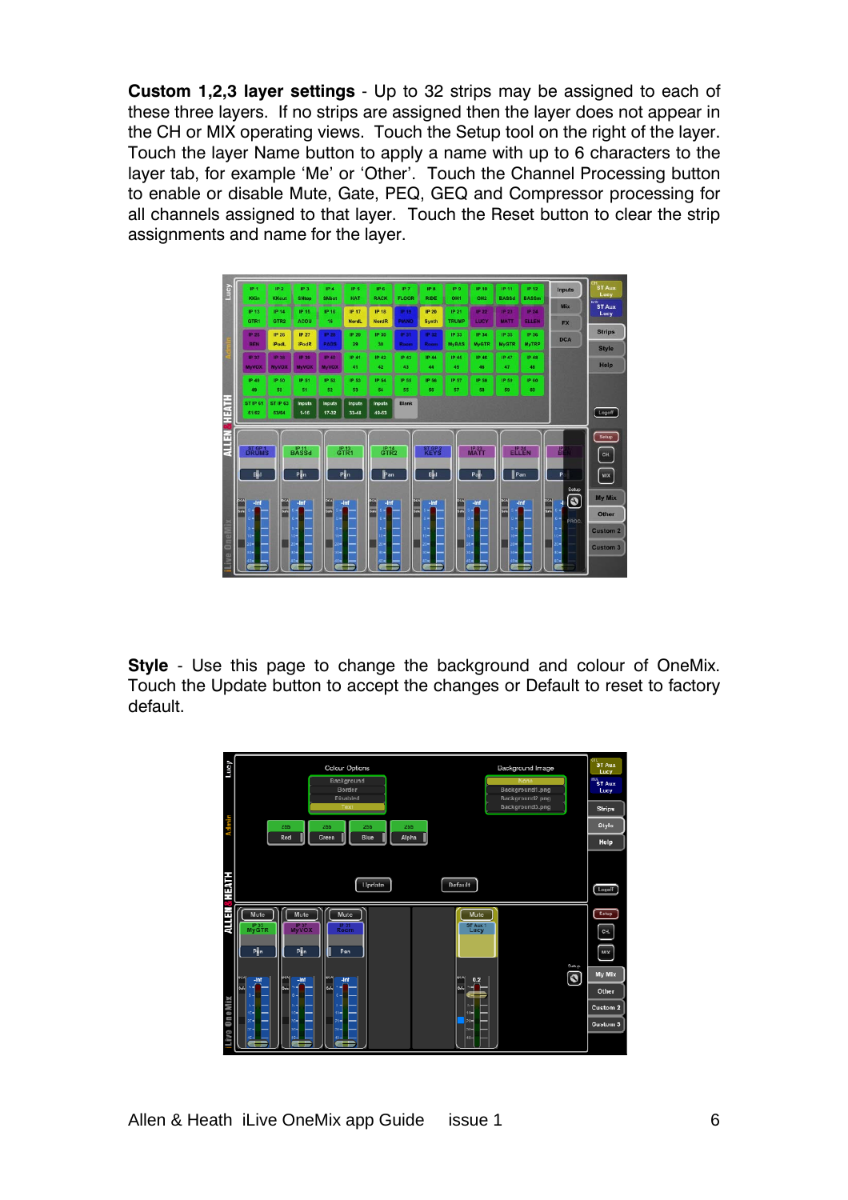**Custom 1,2,3 layer settings** - Up to 32 strips may be assigned to each of these three layers. If no strips are assigned then the layer does not appear in the CH or MIX operating views. Touch the Setup tool on the right of the layer. Touch the layer Name button to apply a name with up to 6 characters to the layer tab, for example 'Me' or 'Other'. Touch the Channel Processing button to enable or disable Mute, Gate, PEQ, GEQ and Compressor processing for all channels assigned to that layer. Touch the Reset button to clear the strip assignments and name for the layer.

**Style** - Use this page to change the background and colour of OneMix. Touch the Update button to accept the changes or Default to reset to factory default.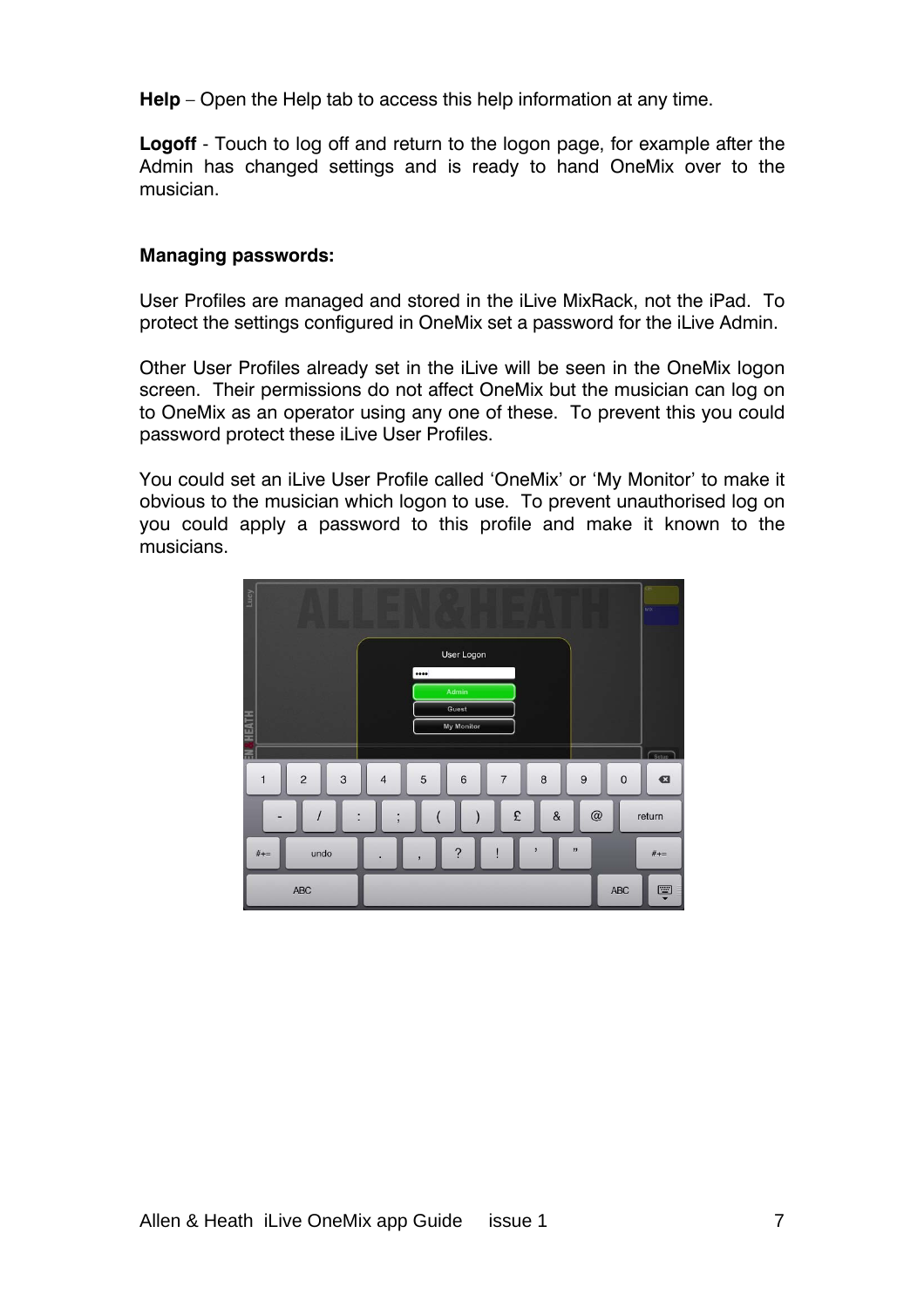**Help** – Open the Help tab to access this help information at any time.

**Logoff** - Touch to log off and return to the logon page, for example after the Admin has changed settings and is ready to hand OneMix over to the musician.

**Managing passwords:**

User Profiles are managed and stored in the iLive MixRack, not the iPad. To protect the settings configured in OneMix set a password for the iLive Admin.

Other User Profiles already set in the iLive will be seen in the OneMix logon screen. Their permissions do not affect OneMix but the musician can log on to OneMix as an operator using any one of these. To prevent this you could password protect these iLive User Profiles.

You could set an iLive User Profile called 'OneMix' or 'My Monitor' to make it obvious to the musician which logon to use. To prevent unauthorised log on you could apply a password to this profile and make it known to the musicians.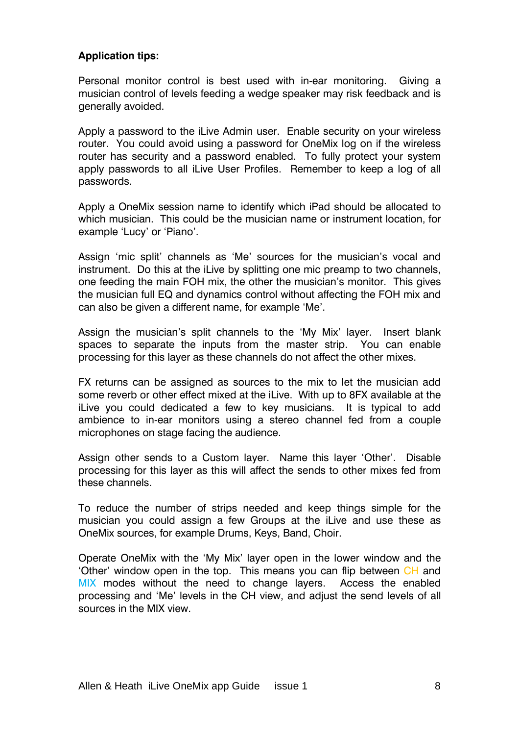**Application tips:**

Personal monitor control is best used with in-ear monitoring. Giving a musician control of levels feeding a wedge speaker may risk feedback and is generally avoided.

Apply a password to the iLive Admin user. Enable security on your wireless router. You could avoid using a password for OneMix log on if the wireless router has security and a password enabled. To fully protect your system apply passwords to all iLive User Profiles. Remember to keep a log of all passwords.

Apply a OneMix session name to identify which iPad should be allocated to which musician. This could be the musician name or instrument location, for example 'Lucy' or 'Piano'.

Assign 'mic split' channels as 'Me' sources for the musician's vocal and instrument. Do this at the iLive by splitting one mic preamp to two channels, one feeding the main FOH mix, the other the musician's monitor. This gives the musician full EQ and dynamics control without affecting the FOH mix and can also be given a different name, for example 'Me'.

Assign the musician's split channels to the 'My Mix' layer. Insert blank spaces to separate the inputs from the master strip. You can enable processing for this layer as these channels do not affect the other mixes.

FX returns can be assigned as sources to the mix to let the musician add some reverb or other effect mixed at the iLive. With up to 8FX available at the iLive you could dedicated a few to key musicians. It is typical to add ambience to in-ear monitors using a stereo channel fed from a couple microphones on stage facing the audience.

Assign other sends to a Custom layer. Name this layer 'Other'. Disable processing for this layer as this will affect the sends to other mixes fed from these channels.

To reduce the number of strips needed and keep things simple for the musician you could assign a few Groups at the iLive and use these as OneMix sources, for example Drums, Keys, Band, Choir.

Operate OneMix with the 'My Mix' layer open in the lower window and the 'Other' window open in the top. This means you can flip between CH and MIX modes without the need to change layers. Access the enabled processing and 'Me' levels in the CH view, and adjust the send levels of all sources in the MIX view.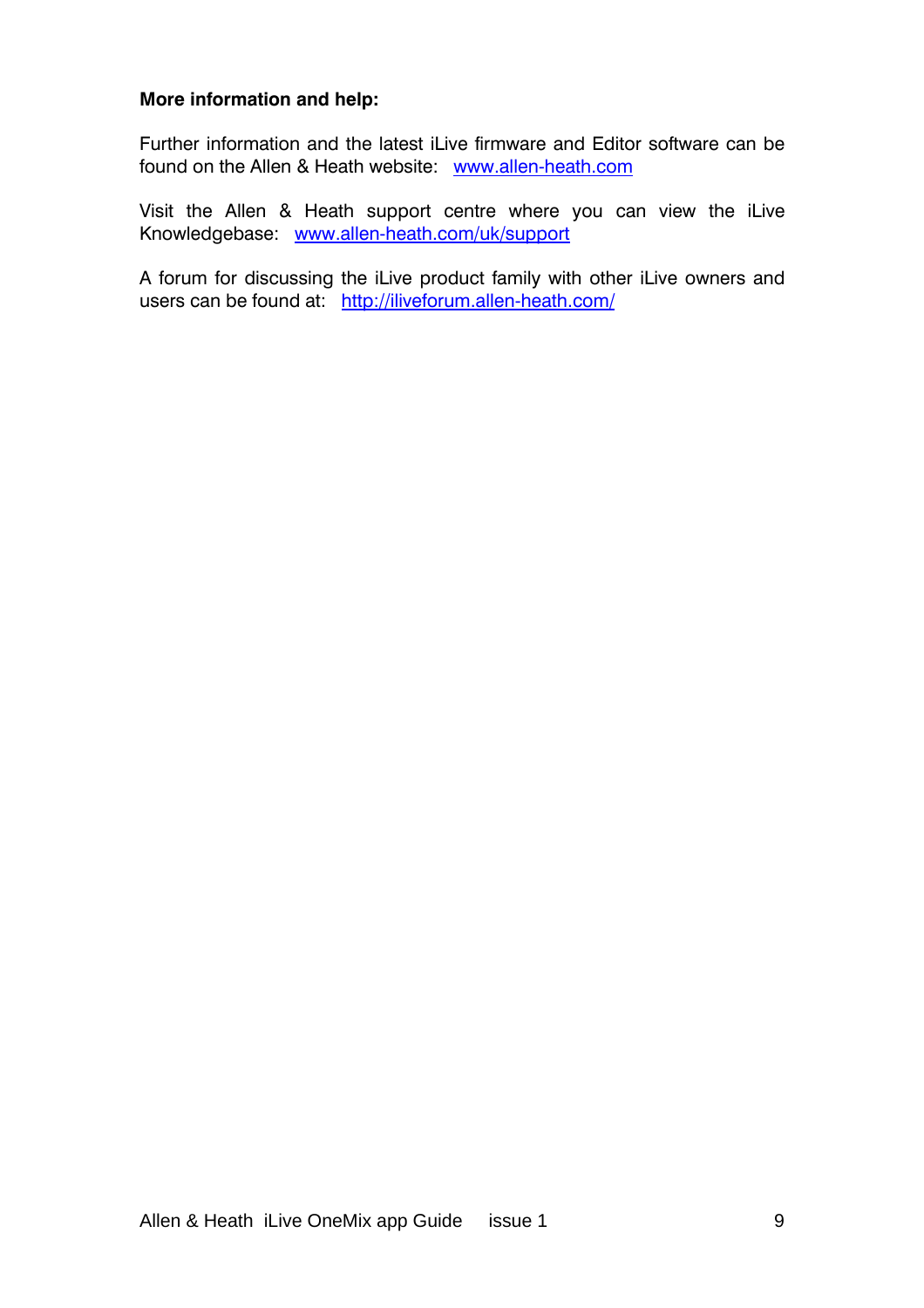**More information and help:**

Further information and the latest iLive firmware and Editor software can be found on the Allen & Heath website: [www.allen-heath.com](http://www.allen-heath.com)

Visit the Allen & Heath support centre where you can view the iLive Knowledgebase: [www.allen-heath.com/uk/support](http://www.allen-heath.com/uk/support)

A forum for discussing the iLive product family with other iLive owners and users can be found at: [http://iliveforum.allen-heath.com/](http://iliveforum.allen-heath.com/)